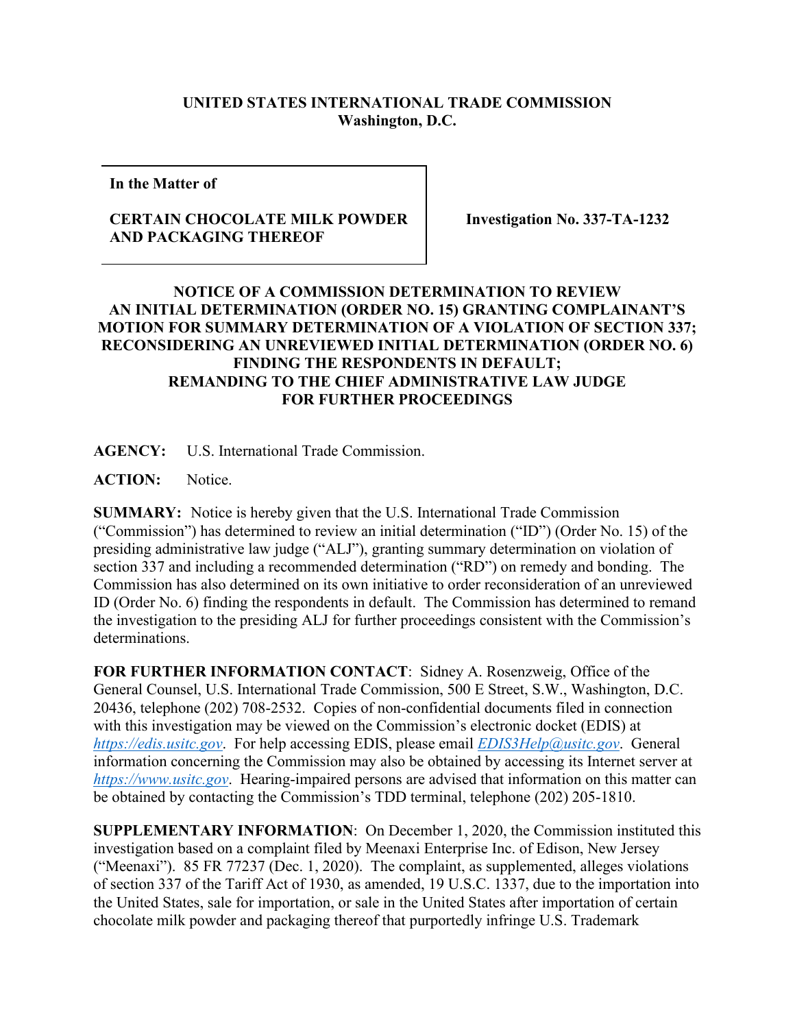**UNITED STATES INTERNATIONAL TRADE COMMISSION**
**Washington, D.C.**

| In the Matter of<br><br>**CERTAIN CHOCOLATE MILK POWDER AND PACKAGING THEREOF** | **Investigation No. 337-TA-1232** |
|---|---|

**NOTICE OF A COMMISSION DETERMINATION TO REVIEW AN INITIAL DETERMINATION (ORDER NO. 15) GRANTING COMPLAINANT'S MOTION FOR SUMMARY DETERMINATION OF A VIOLATION OF SECTION 337; RECONSIDERING AN UNREVIEWED INITIAL DETERMINATION (ORDER NO. 6) FINDING THE RESPONDENTS IN DEFAULT; REMANDING TO THE CHIEF ADMINISTRATIVE LAW JUDGE FOR FURTHER PROCEEDINGS**

**AGENCY:** U.S. International Trade Commission.

**ACTION:** Notice.

**SUMMARY:** Notice is hereby given that the U.S. International Trade Commission ("Commission") has determined to review an initial determination ("ID") (Order No. 15) of the presiding administrative law judge ("ALJ"), granting summary determination on violation of section 337 and including a recommended determination ("RD") on remedy and bonding. The Commission has also determined on its own initiative to order reconsideration of an unreviewed ID (Order No. 6) finding the respondents in default. The Commission has determined to remand the investigation to the presiding ALJ for further proceedings consistent with the Commission's determinations.

**FOR FURTHER INFORMATION CONTACT**: Sidney A. Rosenzweig, Office of the General Counsel, U.S. International Trade Commission, 500 E Street, S.W., Washington, D.C. 20436, telephone (202) 708-2532. Copies of non-confidential documents filed in connection with this investigation may be viewed on the Commission's electronic docket (EDIS) at *https://edis.usitc.gov*. For help accessing EDIS, please email *EDIS3Help@usitc.gov*. General information concerning the Commission may also be obtained by accessing its Internet server at *https://www.usitc.gov*. Hearing-impaired persons are advised that information on this matter can be obtained by contacting the Commission's TDD terminal, telephone (202) 205-1810.

**SUPPLEMENTARY INFORMATION**: On December 1, 2020, the Commission instituted this investigation based on a complaint filed by Meenaxi Enterprise Inc. of Edison, New Jersey ("Meenaxi"). 85 FR 77237 (Dec. 1, 2020). The complaint, as supplemented, alleges violations of section 337 of the Tariff Act of 1930, as amended, 19 U.S.C. 1337, due to the importation into the United States, sale for importation, or sale in the United States after importation of certain chocolate milk powder and packaging thereof that purportedly infringe U.S. Trademark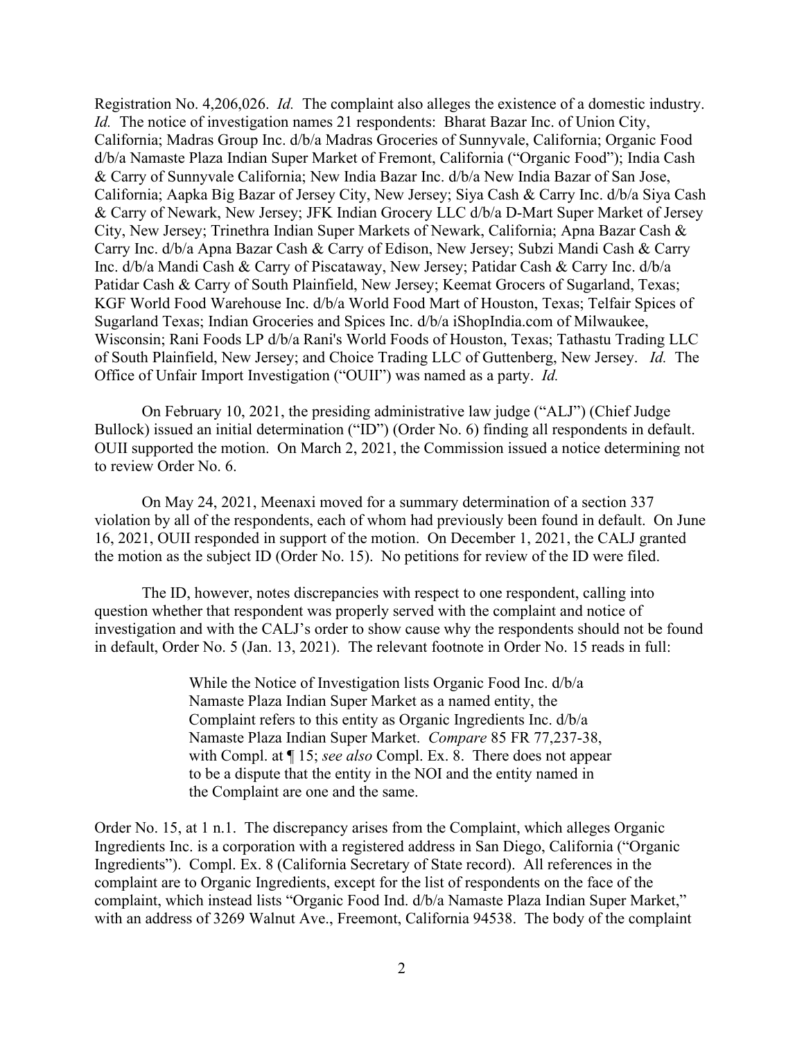Registration No. 4,206,026. *Id.* The complaint also alleges the existence of a domestic industry. *Id.* The notice of investigation names 21 respondents: Bharat Bazar Inc. of Union City, California; Madras Group Inc. d/b/a Madras Groceries of Sunnyvale, California; Organic Food d/b/a Namaste Plaza Indian Super Market of Fremont, California ("Organic Food"); India Cash & Carry of Sunnyvale California; New India Bazar Inc. d/b/a New India Bazar of San Jose, California; Aapka Big Bazar of Jersey City, New Jersey; Siya Cash & Carry Inc. d/b/a Siya Cash & Carry of Newark, New Jersey; JFK Indian Grocery LLC d/b/a D-Mart Super Market of Jersey City, New Jersey; Trinethra Indian Super Markets of Newark, California; Apna Bazar Cash & Carry Inc. d/b/a Apna Bazar Cash & Carry of Edison, New Jersey; Subzi Mandi Cash & Carry Inc. d/b/a Mandi Cash & Carry of Piscataway, New Jersey; Patidar Cash & Carry Inc. d/b/a Patidar Cash & Carry of South Plainfield, New Jersey; Keemat Grocers of Sugarland, Texas; KGF World Food Warehouse Inc. d/b/a World Food Mart of Houston, Texas; Telfair Spices of Sugarland Texas; Indian Groceries and Spices Inc. d/b/a iShopIndia.com of Milwaukee, Wisconsin; Rani Foods LP d/b/a Rani's World Foods of Houston, Texas; Tathastu Trading LLC of South Plainfield, New Jersey; and Choice Trading LLC of Guttenberg, New Jersey. *Id.* The Office of Unfair Import Investigation ("OUII") was named as a party. *Id.*

On February 10, 2021, the presiding administrative law judge ("ALJ") (Chief Judge Bullock) issued an initial determination ("ID") (Order No. 6) finding all respondents in default. OUII supported the motion. On March 2, 2021, the Commission issued a notice determining not to review Order No. 6.

On May 24, 2021, Meenaxi moved for a summary determination of a section 337 violation by all of the respondents, each of whom had previously been found in default. On June 16, 2021, OUII responded in support of the motion. On December 1, 2021, the CALJ granted the motion as the subject ID (Order No. 15). No petitions for review of the ID were filed.

The ID, however, notes discrepancies with respect to one respondent, calling into question whether that respondent was properly served with the complaint and notice of investigation and with the CALJ's order to show cause why the respondents should not be found in default, Order No. 5 (Jan. 13, 2021). The relevant footnote in Order No. 15 reads in full:

> While the Notice of Investigation lists Organic Food Inc. d/b/a Namaste Plaza Indian Super Market as a named entity, the Complaint refers to this entity as Organic Ingredients Inc. d/b/a Namaste Plaza Indian Super Market. *Compare* 85 FR 77,237-38, with Compl. at ¶ 15; *see also* Compl. Ex. 8. There does not appear to be a dispute that the entity in the NOI and the entity named in the Complaint are one and the same.

Order No. 15, at 1 n.1. The discrepancy arises from the Complaint, which alleges Organic Ingredients Inc. is a corporation with a registered address in San Diego, California ("Organic Ingredients"). Compl. Ex. 8 (California Secretary of State record). All references in the complaint are to Organic Ingredients, except for the list of respondents on the face of the complaint, which instead lists "Organic Food Ind. d/b/a Namaste Plaza Indian Super Market," with an address of 3269 Walnut Ave., Freemont, California 94538. The body of the complaint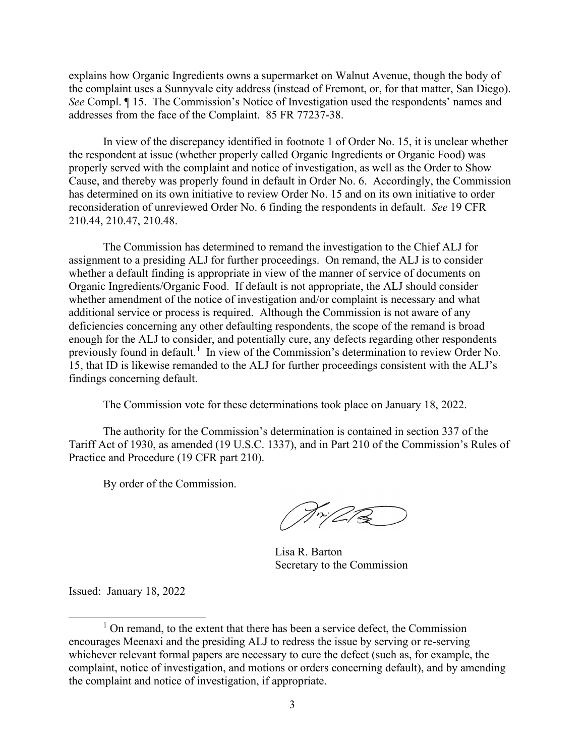explains how Organic Ingredients owns a supermarket on Walnut Avenue, though the body of the complaint uses a Sunnyvale city address (instead of Fremont, or, for that matter, San Diego). *See* Compl. ¶ 15. The Commission's Notice of Investigation used the respondents' names and addresses from the face of the Complaint. 85 FR 77237-38.

In view of the discrepancy identified in footnote 1 of Order No. 15, it is unclear whether the respondent at issue (whether properly called Organic Ingredients or Organic Food) was properly served with the complaint and notice of investigation, as well as the Order to Show Cause, and thereby was properly found in default in Order No. 6. Accordingly, the Commission has determined on its own initiative to review Order No. 15 and on its own initiative to order reconsideration of unreviewed Order No. 6 finding the respondents in default. *See* 19 CFR 210.44, 210.47, 210.48.

The Commission has determined to remand the investigation to the Chief ALJ for assignment to a presiding ALJ for further proceedings. On remand, the ALJ is to consider whether a default finding is appropriate in view of the manner of service of documents on Organic Ingredients/Organic Food. If default is not appropriate, the ALJ should consider whether amendment of the notice of investigation and/or complaint is necessary and what additional service or process is required. Although the Commission is not aware of any deficiencies concerning any other defaulting respondents, the scope of the remand is broad enough for the ALJ to consider, and potentially cure, any defects regarding other respondents previously found in default.[1] In view of the Commission's determination to review Order No. 15, that ID is likewise remanded to the ALJ for further proceedings consistent with the ALJ's findings concerning default.

The Commission vote for these determinations took place on January 18, 2022.

The authority for the Commission's determination is contained in section 337 of the Tariff Act of 1930, as amended (19 U.S.C. 1337), and in Part 210 of the Commission's Rules of Practice and Procedure (19 CFR part 210).

By order of the Commission.

Lisa R. Barton
Secretary to the Commission

Issued: January 18, 2022

[1] On remand, to the extent that there has been a service defect, the Commission encourages Meenaxi and the presiding ALJ to redress the issue by serving or re-serving whichever relevant formal papers are necessary to cure the defect (such as, for example, the complaint, notice of investigation, and motions or orders concerning default), and by amending the complaint and notice of investigation, if appropriate.